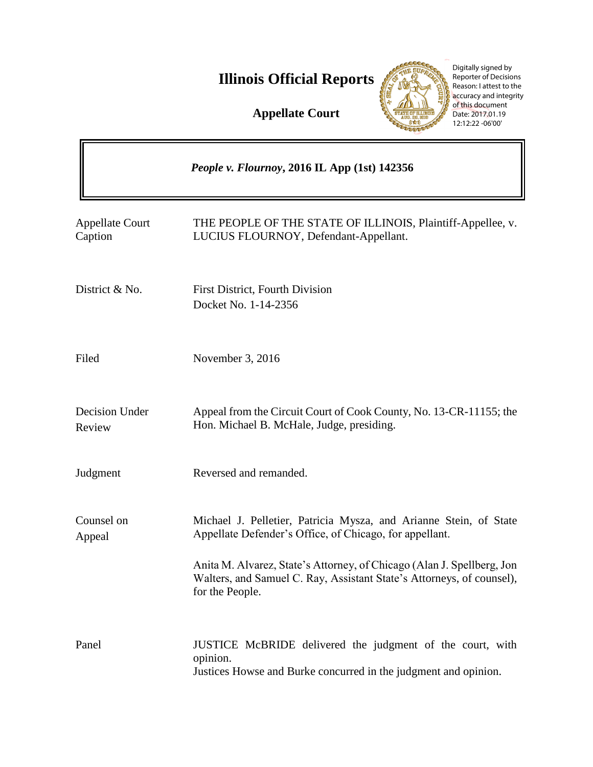# Illinois Official Reports

**Appellate Court**

Digitally signed by Reporter of Decisions
Reason: I attest to the accuracy and integrity of this document
Date: 2017.01.19 12:12:22 -06'00'

***People v. Flournoy*, 2016 IL App (1st) 142356**

| | |
|---|---|
| Appellate Court Caption | THE PEOPLE OF THE STATE OF ILLINOIS, Plaintiff-Appellee, v. LUCIUS FLOURNOY, Defendant-Appellant. |
| District & No. | First District, Fourth Division<br>Docket No. 1-14-2356 |
| Filed | November 3, 2016 |
| Decision Under Review | Appeal from the Circuit Court of Cook County, No. 13-CR-11155; the Hon. Michael B. McHale, Judge, presiding. |
| Judgment | Reversed and remanded. |
| Counsel on Appeal | Michael J. Pelletier, Patricia Mysza, and Arianne Stein, of State Appellate Defender's Office, of Chicago, for appellant.<br><br>Anita M. Alvarez, State's Attorney, of Chicago (Alan J. Spellberg, Jon Walters, and Samuel C. Ray, Assistant State's Attorneys, of counsel), for the People. |
| Panel | JUSTICE McBRIDE delivered the judgment of the court, with opinion.<br>Justices Howse and Burke concurred in the judgment and opinion. |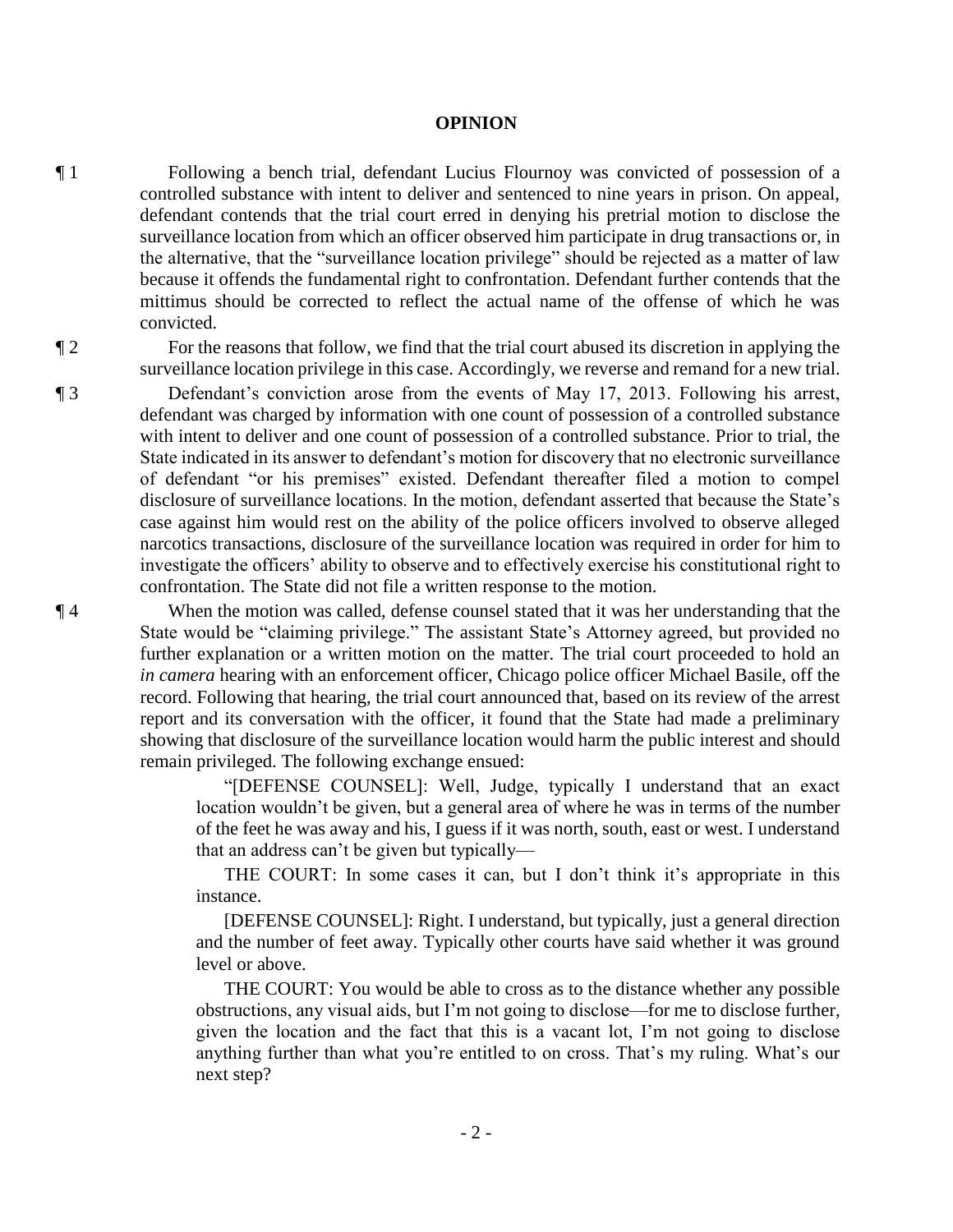**OPINION**

¶ 1 Following a bench trial, defendant Lucius Flournoy was convicted of possession of a controlled substance with intent to deliver and sentenced to nine years in prison. On appeal, defendant contends that the trial court erred in denying his pretrial motion to disclose the surveillance location from which an officer observed him participate in drug transactions or, in the alternative, that the "surveillance location privilege" should be rejected as a matter of law because it offends the fundamental right to confrontation. Defendant further contends that the mittimus should be corrected to reflect the actual name of the offense of which he was convicted.

¶ 2 For the reasons that follow, we find that the trial court abused its discretion in applying the surveillance location privilege in this case. Accordingly, we reverse and remand for a new trial.

¶ 3 Defendant's conviction arose from the events of May 17, 2013. Following his arrest, defendant was charged by information with one count of possession of a controlled substance with intent to deliver and one count of possession of a controlled substance. Prior to trial, the State indicated in its answer to defendant's motion for discovery that no electronic surveillance of defendant "or his premises" existed. Defendant thereafter filed a motion to compel disclosure of surveillance locations. In the motion, defendant asserted that because the State's case against him would rest on the ability of the police officers involved to observe alleged narcotics transactions, disclosure of the surveillance location was required in order for him to investigate the officers' ability to observe and to effectively exercise his constitutional right to confrontation. The State did not file a written response to the motion.

¶ 4 When the motion was called, defense counsel stated that it was her understanding that the State would be "claiming privilege." The assistant State's Attorney agreed, but provided no further explanation or a written motion on the matter. The trial court proceeded to hold an *in camera* hearing with an enforcement officer, Chicago police officer Michael Basile, off the record. Following that hearing, the trial court announced that, based on its review of the arrest report and its conversation with the officer, it found that the State had made a preliminary showing that disclosure of the surveillance location would harm the public interest and should remain privileged. The following exchange ensued:

> "[DEFENSE COUNSEL]: Well, Judge, typically I understand that an exact location wouldn't be given, but a general area of where he was in terms of the number of the feet he was away and his, I guess if it was north, south, east or west. I understand that an address can't be given but typically—
>
> THE COURT: In some cases it can, but I don't think it's appropriate in this instance.
>
> [DEFENSE COUNSEL]: Right. I understand, but typically, just a general direction and the number of feet away. Typically other courts have said whether it was ground level or above.
>
> THE COURT: You would be able to cross as to the distance whether any possible obstructions, any visual aids, but I'm not going to disclose—for me to disclose further, given the location and the fact that this is a vacant lot, I'm not going to disclose anything further than what you're entitled to on cross. That's my ruling. What's our next step?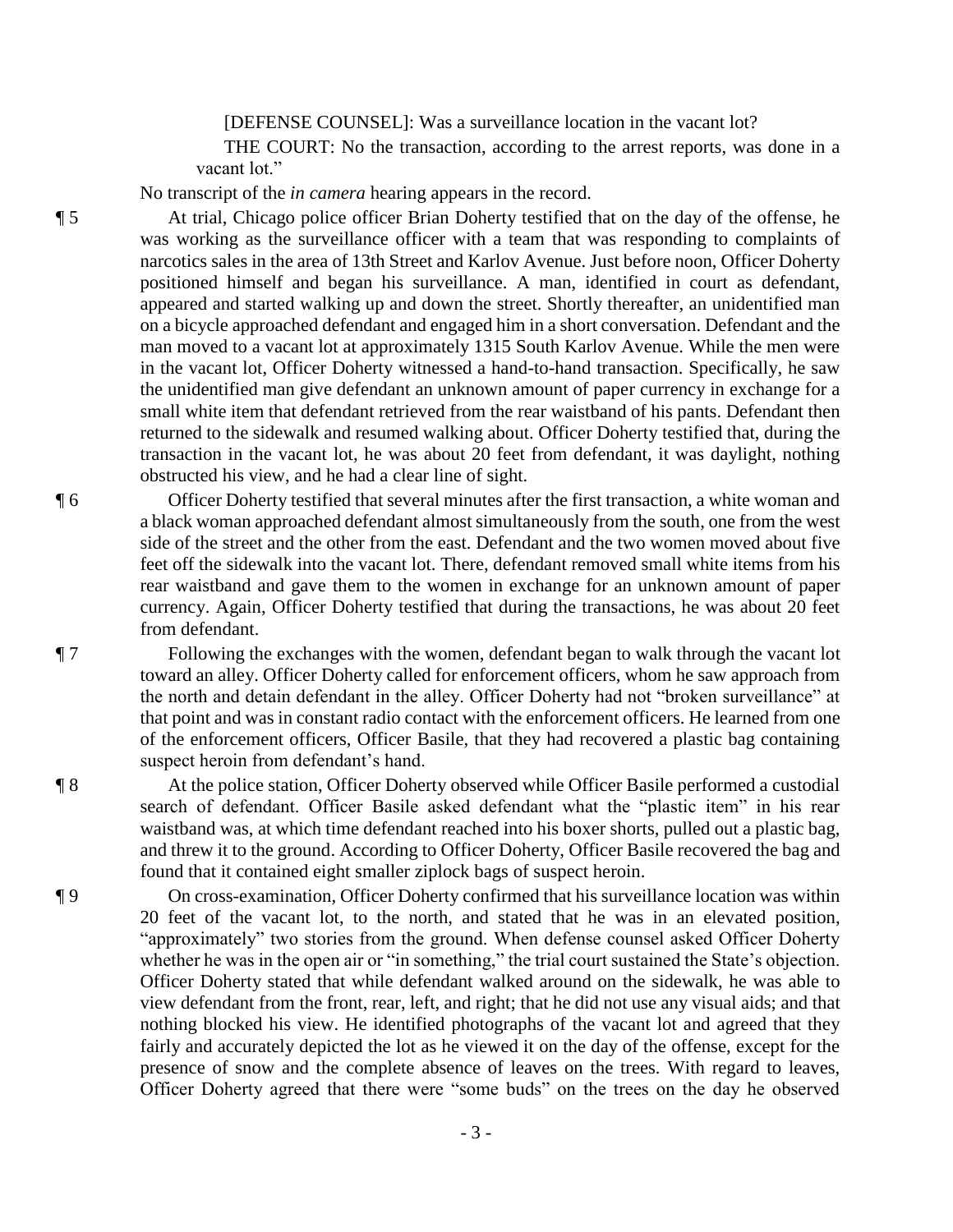[DEFENSE COUNSEL]: Was a surveillance location in the vacant lot?

THE COURT: No the transaction, according to the arrest reports, was done in a vacant lot."

No transcript of the *in camera* hearing appears in the record.

¶ 5 At trial, Chicago police officer Brian Doherty testified that on the day of the offense, he was working as the surveillance officer with a team that was responding to complaints of narcotics sales in the area of 13th Street and Karlov Avenue. Just before noon, Officer Doherty positioned himself and began his surveillance. A man, identified in court as defendant, appeared and started walking up and down the street. Shortly thereafter, an unidentified man on a bicycle approached defendant and engaged him in a short conversation. Defendant and the man moved to a vacant lot at approximately 1315 South Karlov Avenue. While the men were in the vacant lot, Officer Doherty witnessed a hand-to-hand transaction. Specifically, he saw the unidentified man give defendant an unknown amount of paper currency in exchange for a small white item that defendant retrieved from the rear waistband of his pants. Defendant then returned to the sidewalk and resumed walking about. Officer Doherty testified that, during the transaction in the vacant lot, he was about 20 feet from defendant, it was daylight, nothing obstructed his view, and he had a clear line of sight.

¶ 6 Officer Doherty testified that several minutes after the first transaction, a white woman and a black woman approached defendant almost simultaneously from the south, one from the west side of the street and the other from the east. Defendant and the two women moved about five feet off the sidewalk into the vacant lot. There, defendant removed small white items from his rear waistband and gave them to the women in exchange for an unknown amount of paper currency. Again, Officer Doherty testified that during the transactions, he was about 20 feet from defendant.

¶ 7 Following the exchanges with the women, defendant began to walk through the vacant lot toward an alley. Officer Doherty called for enforcement officers, whom he saw approach from the north and detain defendant in the alley. Officer Doherty had not "broken surveillance" at that point and was in constant radio contact with the enforcement officers. He learned from one of the enforcement officers, Officer Basile, that they had recovered a plastic bag containing suspect heroin from defendant's hand.

¶ 8 At the police station, Officer Doherty observed while Officer Basile performed a custodial search of defendant. Officer Basile asked defendant what the "plastic item" in his rear waistband was, at which time defendant reached into his boxer shorts, pulled out a plastic bag, and threw it to the ground. According to Officer Doherty, Officer Basile recovered the bag and found that it contained eight smaller ziplock bags of suspect heroin.

¶ 9 On cross-examination, Officer Doherty confirmed that his surveillance location was within 20 feet of the vacant lot, to the north, and stated that he was in an elevated position, "approximately" two stories from the ground. When defense counsel asked Officer Doherty whether he was in the open air or "in something," the trial court sustained the State's objection. Officer Doherty stated that while defendant walked around on the sidewalk, he was able to view defendant from the front, rear, left, and right; that he did not use any visual aids; and that nothing blocked his view. He identified photographs of the vacant lot and agreed that they fairly and accurately depicted the lot as he viewed it on the day of the offense, except for the presence of snow and the complete absence of leaves on the trees. With regard to leaves, Officer Doherty agreed that there were "some buds" on the trees on the day he observed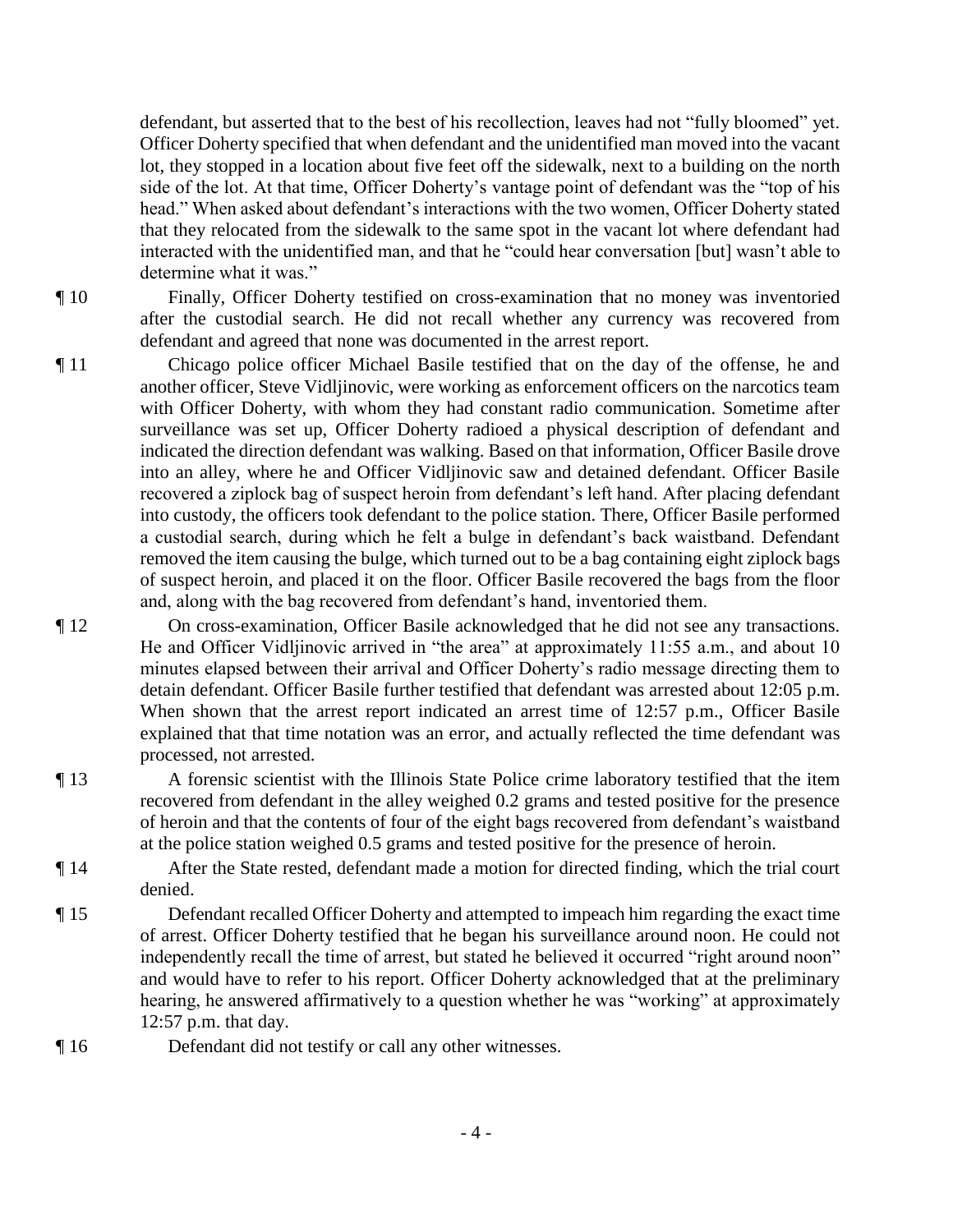defendant, but asserted that to the best of his recollection, leaves had not "fully bloomed" yet. Officer Doherty specified that when defendant and the unidentified man moved into the vacant lot, they stopped in a location about five feet off the sidewalk, next to a building on the north side of the lot. At that time, Officer Doherty's vantage point of defendant was the "top of his head." When asked about defendant's interactions with the two women, Officer Doherty stated that they relocated from the sidewalk to the same spot in the vacant lot where defendant had interacted with the unidentified man, and that he "could hear conversation [but] wasn't able to determine what it was."

¶ 10 Finally, Officer Doherty testified on cross-examination that no money was inventoried after the custodial search. He did not recall whether any currency was recovered from defendant and agreed that none was documented in the arrest report.

¶ 11 Chicago police officer Michael Basile testified that on the day of the offense, he and another officer, Steve Vidljinovic, were working as enforcement officers on the narcotics team with Officer Doherty, with whom they had constant radio communication. Sometime after surveillance was set up, Officer Doherty radioed a physical description of defendant and indicated the direction defendant was walking. Based on that information, Officer Basile drove into an alley, where he and Officer Vidljinovic saw and detained defendant. Officer Basile recovered a ziplock bag of suspect heroin from defendant's left hand. After placing defendant into custody, the officers took defendant to the police station. There, Officer Basile performed a custodial search, during which he felt a bulge in defendant's back waistband. Defendant removed the item causing the bulge, which turned out to be a bag containing eight ziplock bags of suspect heroin, and placed it on the floor. Officer Basile recovered the bags from the floor and, along with the bag recovered from defendant's hand, inventoried them.

¶ 12 On cross-examination, Officer Basile acknowledged that he did not see any transactions. He and Officer Vidljinovic arrived in "the area" at approximately 11:55 a.m., and about 10 minutes elapsed between their arrival and Officer Doherty's radio message directing them to detain defendant. Officer Basile further testified that defendant was arrested about 12:05 p.m. When shown that the arrest report indicated an arrest time of 12:57 p.m., Officer Basile explained that that time notation was an error, and actually reflected the time defendant was processed, not arrested.

¶ 13 A forensic scientist with the Illinois State Police crime laboratory testified that the item recovered from defendant in the alley weighed 0.2 grams and tested positive for the presence of heroin and that the contents of four of the eight bags recovered from defendant's waistband at the police station weighed 0.5 grams and tested positive for the presence of heroin.

¶ 14 After the State rested, defendant made a motion for directed finding, which the trial court denied.

¶ 15 Defendant recalled Officer Doherty and attempted to impeach him regarding the exact time of arrest. Officer Doherty testified that he began his surveillance around noon. He could not independently recall the time of arrest, but stated he believed it occurred "right around noon" and would have to refer to his report. Officer Doherty acknowledged that at the preliminary hearing, he answered affirmatively to a question whether he was "working" at approximately 12:57 p.m. that day.

¶ 16 Defendant did not testify or call any other witnesses.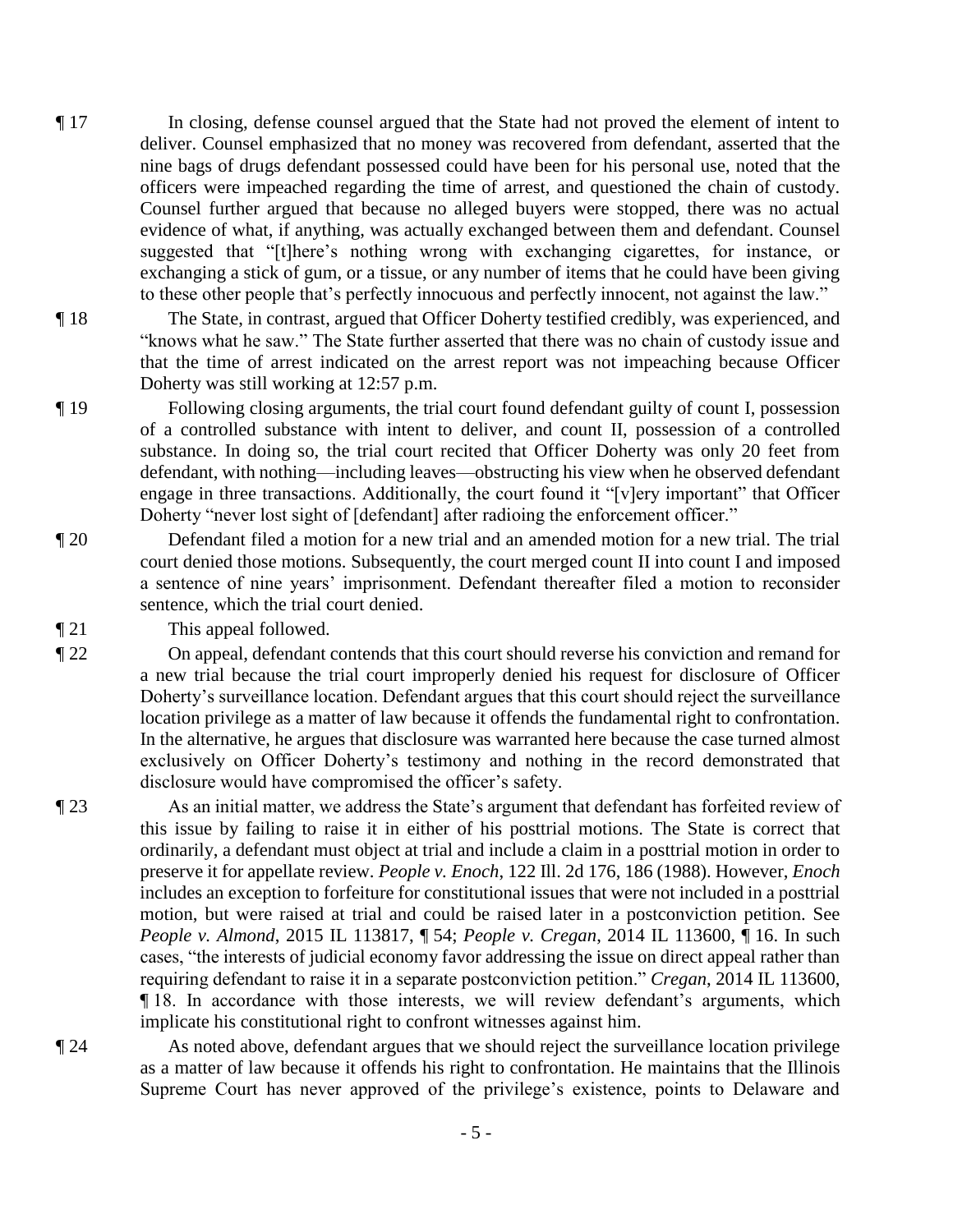¶ 17 In closing, defense counsel argued that the State had not proved the element of intent to deliver. Counsel emphasized that no money was recovered from defendant, asserted that the nine bags of drugs defendant possessed could have been for his personal use, noted that the officers were impeached regarding the time of arrest, and questioned the chain of custody. Counsel further argued that because no alleged buyers were stopped, there was no actual evidence of what, if anything, was actually exchanged between them and defendant. Counsel suggested that "[t]here's nothing wrong with exchanging cigarettes, for instance, or exchanging a stick of gum, or a tissue, or any number of items that he could have been giving to these other people that's perfectly innocuous and perfectly innocent, not against the law."

¶ 18 The State, in contrast, argued that Officer Doherty testified credibly, was experienced, and "knows what he saw." The State further asserted that there was no chain of custody issue and that the time of arrest indicated on the arrest report was not impeaching because Officer Doherty was still working at 12:57 p.m.

¶ 19 Following closing arguments, the trial court found defendant guilty of count I, possession of a controlled substance with intent to deliver, and count II, possession of a controlled substance. In doing so, the trial court recited that Officer Doherty was only 20 feet from defendant, with nothing—including leaves—obstructing his view when he observed defendant engage in three transactions. Additionally, the court found it "[v]ery important" that Officer Doherty "never lost sight of [defendant] after radioing the enforcement officer."

¶ 20 Defendant filed a motion for a new trial and an amended motion for a new trial. The trial court denied those motions. Subsequently, the court merged count II into count I and imposed a sentence of nine years' imprisonment. Defendant thereafter filed a motion to reconsider sentence, which the trial court denied.

¶ 21 This appeal followed.

¶ 22 On appeal, defendant contends that this court should reverse his conviction and remand for a new trial because the trial court improperly denied his request for disclosure of Officer Doherty's surveillance location. Defendant argues that this court should reject the surveillance location privilege as a matter of law because it offends the fundamental right to confrontation. In the alternative, he argues that disclosure was warranted here because the case turned almost exclusively on Officer Doherty's testimony and nothing in the record demonstrated that disclosure would have compromised the officer's safety.

¶ 23 As an initial matter, we address the State's argument that defendant has forfeited review of this issue by failing to raise it in either of his posttrial motions. The State is correct that ordinarily, a defendant must object at trial and include a claim in a posttrial motion in order to preserve it for appellate review. *People v. Enoch*, 122 Ill. 2d 176, 186 (1988). However, *Enoch* includes an exception to forfeiture for constitutional issues that were not included in a posttrial motion, but were raised at trial and could be raised later in a postconviction petition. See *People v. Almond*, 2015 IL 113817, ¶ 54; *People v. Cregan*, 2014 IL 113600, ¶ 16. In such cases, "the interests of judicial economy favor addressing the issue on direct appeal rather than requiring defendant to raise it in a separate postconviction petition." *Cregan*, 2014 IL 113600, ¶ 18. In accordance with those interests, we will review defendant's arguments, which implicate his constitutional right to confront witnesses against him.

¶ 24 As noted above, defendant argues that we should reject the surveillance location privilege as a matter of law because it offends his right to confrontation. He maintains that the Illinois Supreme Court has never approved of the privilege's existence, points to Delaware and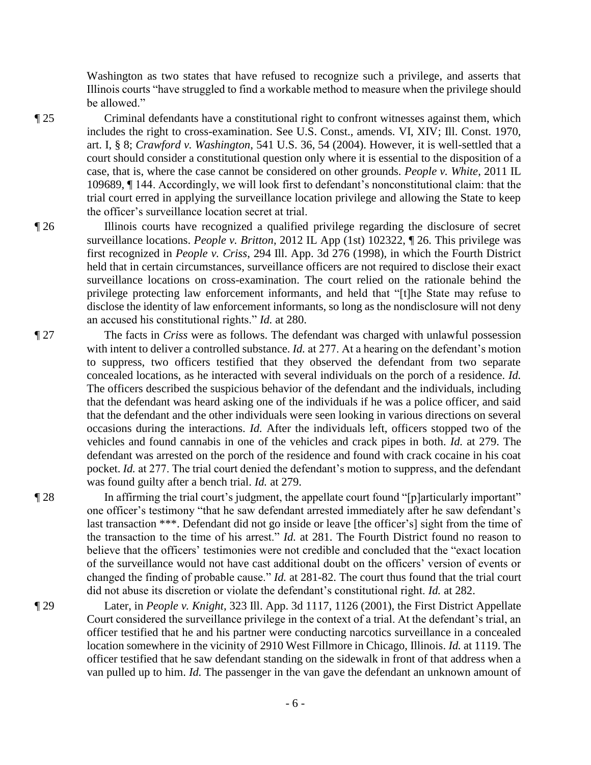Washington as two states that have refused to recognize such a privilege, and asserts that Illinois courts "have struggled to find a workable method to measure when the privilege should be allowed."

¶ 25 Criminal defendants have a constitutional right to confront witnesses against them, which includes the right to cross-examination. See U.S. Const., amends. VI, XIV; Ill. Const. 1970, art. I, § 8; *Crawford v. Washington*, 541 U.S. 36, 54 (2004). However, it is well-settled that a court should consider a constitutional question only where it is essential to the disposition of a case, that is, where the case cannot be considered on other grounds. *People v. White*, 2011 IL 109689, ¶ 144. Accordingly, we will look first to defendant's nonconstitutional claim: that the trial court erred in applying the surveillance location privilege and allowing the State to keep the officer's surveillance location secret at trial.

¶ 26 Illinois courts have recognized a qualified privilege regarding the disclosure of secret surveillance locations. *People v. Britton*, 2012 IL App (1st) 102322, ¶ 26. This privilege was first recognized in *People v. Criss*, 294 Ill. App. 3d 276 (1998), in which the Fourth District held that in certain circumstances, surveillance officers are not required to disclose their exact surveillance locations on cross-examination. The court relied on the rationale behind the privilege protecting law enforcement informants, and held that "[t]he State may refuse to disclose the identity of law enforcement informants, so long as the nondisclosure will not deny an accused his constitutional rights." *Id.* at 280.

¶ 27 The facts in *Criss* were as follows. The defendant was charged with unlawful possession with intent to deliver a controlled substance. *Id.* at 277. At a hearing on the defendant's motion to suppress, two officers testified that they observed the defendant from two separate concealed locations, as he interacted with several individuals on the porch of a residence. *Id.* The officers described the suspicious behavior of the defendant and the individuals, including that the defendant was heard asking one of the individuals if he was a police officer, and said that the defendant and the other individuals were seen looking in various directions on several occasions during the interactions. *Id.* After the individuals left, officers stopped two of the vehicles and found cannabis in one of the vehicles and crack pipes in both. *Id.* at 279. The defendant was arrested on the porch of the residence and found with crack cocaine in his coat pocket. *Id.* at 277. The trial court denied the defendant's motion to suppress, and the defendant was found guilty after a bench trial. *Id.* at 279.

¶ 28 In affirming the trial court's judgment, the appellate court found "[p]articularly important" one officer's testimony "that he saw defendant arrested immediately after he saw defendant's last transaction \*\*\*. Defendant did not go inside or leave [the officer's] sight from the time of the transaction to the time of his arrest." *Id.* at 281. The Fourth District found no reason to believe that the officers' testimonies were not credible and concluded that the "exact location of the surveillance would not have cast additional doubt on the officers' version of events or changed the finding of probable cause." *Id.* at 281-82. The court thus found that the trial court did not abuse its discretion or violate the defendant's constitutional right. *Id.* at 282.

¶ 29 Later, in *People v. Knight*, 323 Ill. App. 3d 1117, 1126 (2001), the First District Appellate Court considered the surveillance privilege in the context of a trial. At the defendant's trial, an officer testified that he and his partner were conducting narcotics surveillance in a concealed location somewhere in the vicinity of 2910 West Fillmore in Chicago, Illinois. *Id.* at 1119. The officer testified that he saw defendant standing on the sidewalk in front of that address when a van pulled up to him. *Id.* The passenger in the van gave the defendant an unknown amount of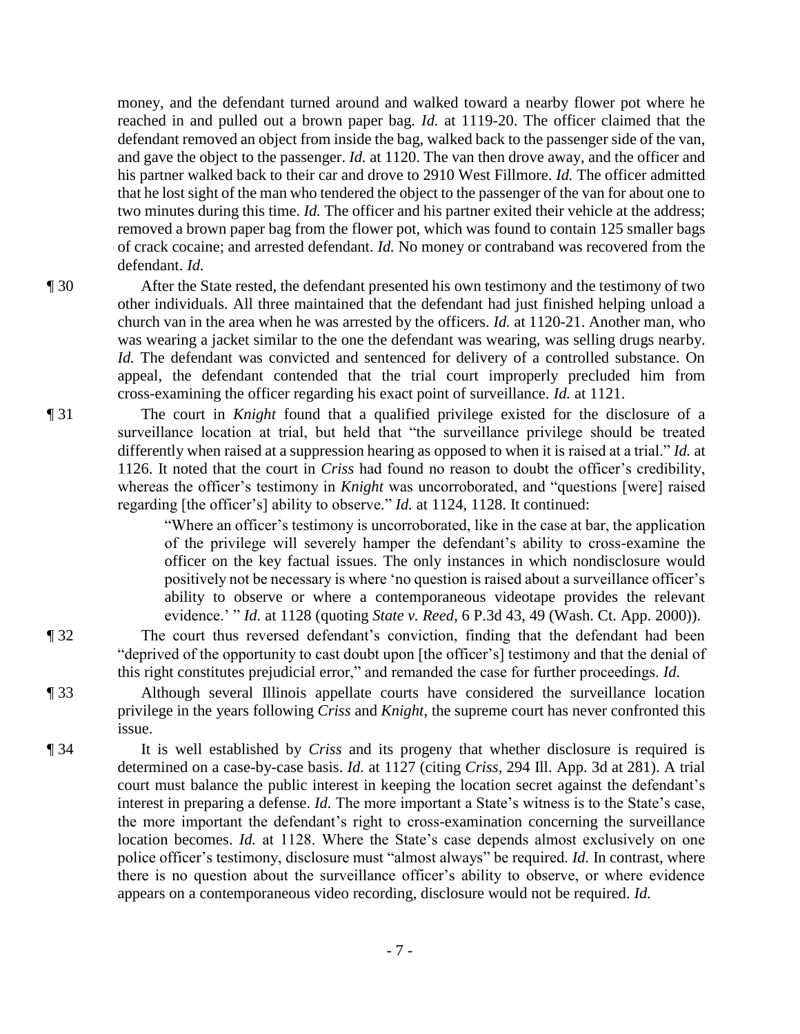money, and the defendant turned around and walked toward a nearby flower pot where he reached in and pulled out a brown paper bag. *Id.* at 1119-20. The officer claimed that the defendant removed an object from inside the bag, walked back to the passenger side of the van, and gave the object to the passenger. *Id.* at 1120. The van then drove away, and the officer and his partner walked back to their car and drove to 2910 West Fillmore. *Id.* The officer admitted that he lost sight of the man who tendered the object to the passenger of the van for about one to two minutes during this time. *Id.* The officer and his partner exited their vehicle at the address; removed a brown paper bag from the flower pot, which was found to contain 125 smaller bags of crack cocaine; and arrested defendant. *Id.* No money or contraband was recovered from the defendant. *Id.*

¶ 30 After the State rested, the defendant presented his own testimony and the testimony of two other individuals. All three maintained that the defendant had just finished helping unload a church van in the area when he was arrested by the officers. *Id.* at 1120-21. Another man, who was wearing a jacket similar to the one the defendant was wearing, was selling drugs nearby. *Id.* The defendant was convicted and sentenced for delivery of a controlled substance. On appeal, the defendant contended that the trial court improperly precluded him from cross-examining the officer regarding his exact point of surveillance. *Id.* at 1121.

¶ 31 The court in *Knight* found that a qualified privilege existed for the disclosure of a surveillance location at trial, but held that "the surveillance privilege should be treated differently when raised at a suppression hearing as opposed to when it is raised at a trial." *Id.* at 1126. It noted that the court in *Criss* had found no reason to doubt the officer's credibility, whereas the officer's testimony in *Knight* was uncorroborated, and "questions [were] raised regarding [the officer's] ability to observe." *Id.* at 1124, 1128. It continued:

> "Where an officer's testimony is uncorroborated, like in the case at bar, the application of the privilege will severely hamper the defendant's ability to cross-examine the officer on the key factual issues. The only instances in which nondisclosure would positively not be necessary is where 'no question is raised about a surveillance officer's ability to observe or where a contemporaneous videotape provides the relevant evidence.' " *Id.* at 1128 (quoting *State v. Reed*, 6 P.3d 43, 49 (Wash. Ct. App. 2000)).

¶ 32 The court thus reversed defendant's conviction, finding that the defendant had been "deprived of the opportunity to cast doubt upon [the officer's] testimony and that the denial of this right constitutes prejudicial error," and remanded the case for further proceedings. *Id.*

¶ 33 Although several Illinois appellate courts have considered the surveillance location privilege in the years following *Criss* and *Knight*, the supreme court has never confronted this issue.

¶ 34 It is well established by *Criss* and its progeny that whether disclosure is required is determined on a case-by-case basis. *Id.* at 1127 (citing *Criss*, 294 Ill. App. 3d at 281). A trial court must balance the public interest in keeping the location secret against the defendant's interest in preparing a defense. *Id.* The more important a State's witness is to the State's case, the more important the defendant's right to cross-examination concerning the surveillance location becomes. *Id.* at 1128. Where the State's case depends almost exclusively on one police officer's testimony, disclosure must "almost always" be required. *Id.* In contrast, where there is no question about the surveillance officer's ability to observe, or where evidence appears on a contemporaneous video recording, disclosure would not be required. *Id.*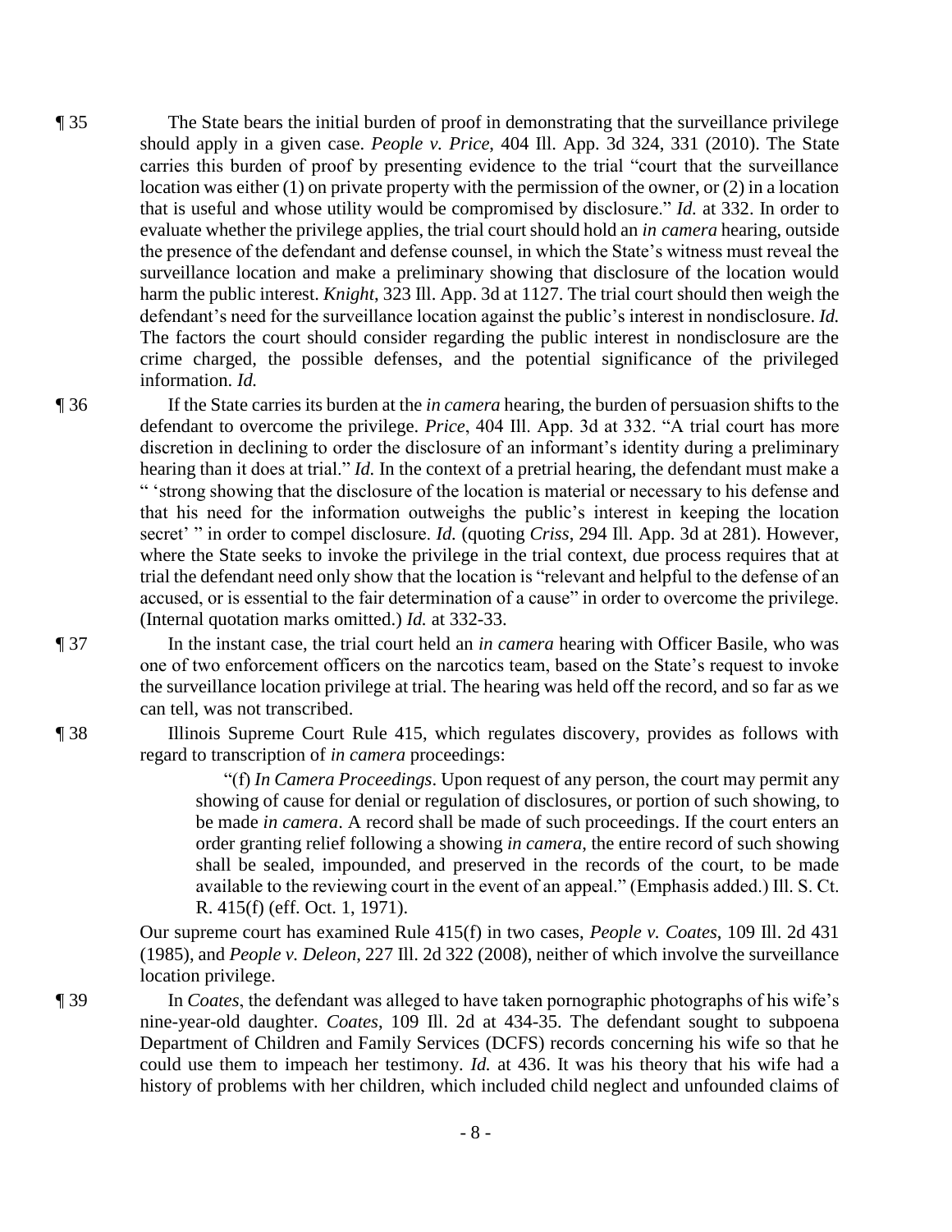¶ 35 The State bears the initial burden of proof in demonstrating that the surveillance privilege should apply in a given case. *People v. Price*, 404 Ill. App. 3d 324, 331 (2010). The State carries this burden of proof by presenting evidence to the trial "court that the surveillance location was either (1) on private property with the permission of the owner, or (2) in a location that is useful and whose utility would be compromised by disclosure." *Id.* at 332. In order to evaluate whether the privilege applies, the trial court should hold an *in camera* hearing, outside the presence of the defendant and defense counsel, in which the State's witness must reveal the surveillance location and make a preliminary showing that disclosure of the location would harm the public interest. *Knight*, 323 Ill. App. 3d at 1127. The trial court should then weigh the defendant's need for the surveillance location against the public's interest in nondisclosure. *Id.* The factors the court should consider regarding the public interest in nondisclosure are the crime charged, the possible defenses, and the potential significance of the privileged information. *Id.*

¶ 36 If the State carries its burden at the *in camera* hearing, the burden of persuasion shifts to the defendant to overcome the privilege. *Price*, 404 Ill. App. 3d at 332. "A trial court has more discretion in declining to order the disclosure of an informant's identity during a preliminary hearing than it does at trial." *Id.* In the context of a pretrial hearing, the defendant must make a " 'strong showing that the disclosure of the location is material or necessary to his defense and that his need for the information outweighs the public's interest in keeping the location secret' " in order to compel disclosure. *Id.* (quoting *Criss*, 294 Ill. App. 3d at 281). However, where the State seeks to invoke the privilege in the trial context, due process requires that at trial the defendant need only show that the location is "relevant and helpful to the defense of an accused, or is essential to the fair determination of a cause" in order to overcome the privilege. (Internal quotation marks omitted.) *Id.* at 332-33.

¶ 37 In the instant case, the trial court held an *in camera* hearing with Officer Basile, who was one of two enforcement officers on the narcotics team, based on the State's request to invoke the surveillance location privilege at trial. The hearing was held off the record, and so far as we can tell, was not transcribed.

¶ 38 Illinois Supreme Court Rule 415, which regulates discovery, provides as follows with regard to transcription of *in camera* proceedings:

> "(f) *In Camera Proceedings*. Upon request of any person, the court may permit any showing of cause for denial or regulation of disclosures, or portion of such showing, to be made *in camera*. A record shall be made of such proceedings. If the court enters an order granting relief following a showing *in camera*, the entire record of such showing shall be sealed, impounded, and preserved in the records of the court, to be made available to the reviewing court in the event of an appeal." (Emphasis added.) Ill. S. Ct. R. 415(f) (eff. Oct. 1, 1971).

Our supreme court has examined Rule 415(f) in two cases, *People v. Coates*, 109 Ill. 2d 431 (1985), and *People v. Deleon*, 227 Ill. 2d 322 (2008), neither of which involve the surveillance location privilege.

¶ 39 In *Coates*, the defendant was alleged to have taken pornographic photographs of his wife's nine-year-old daughter. *Coates*, 109 Ill. 2d at 434-35. The defendant sought to subpoena Department of Children and Family Services (DCFS) records concerning his wife so that he could use them to impeach her testimony. *Id.* at 436. It was his theory that his wife had a history of problems with her children, which included child neglect and unfounded claims of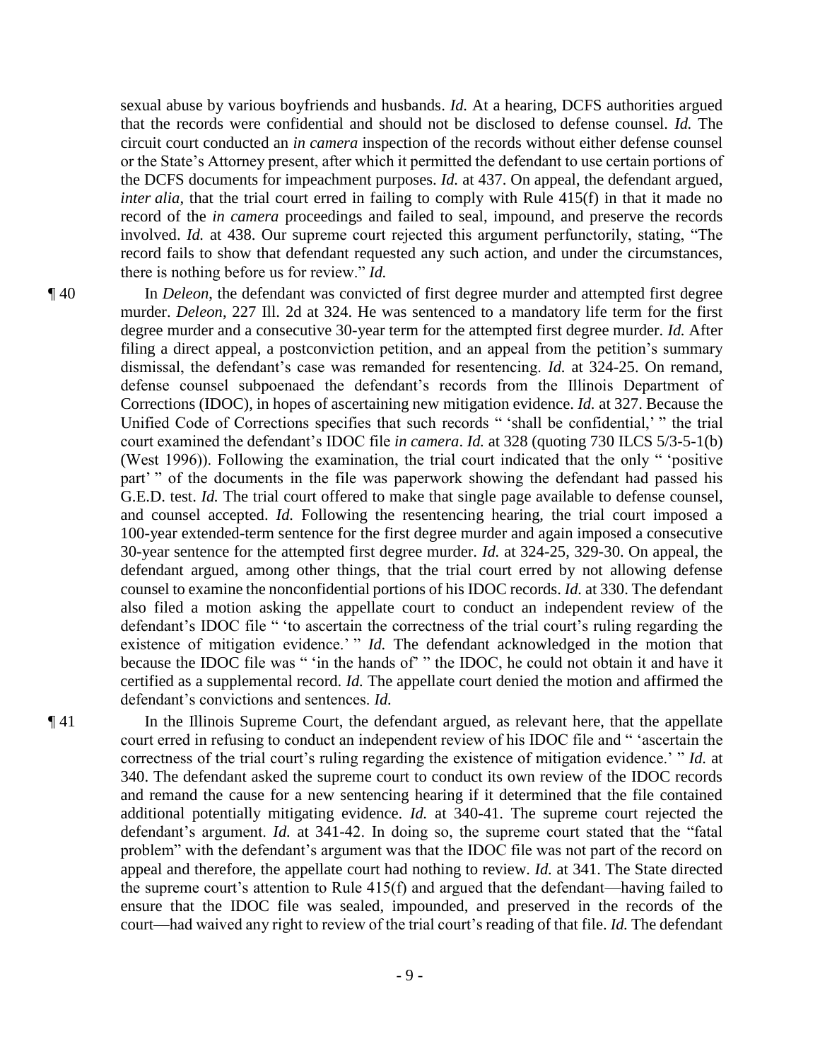sexual abuse by various boyfriends and husbands. *Id.* At a hearing, DCFS authorities argued that the records were confidential and should not be disclosed to defense counsel. *Id.* The circuit court conducted an *in camera* inspection of the records without either defense counsel or the State's Attorney present, after which it permitted the defendant to use certain portions of the DCFS documents for impeachment purposes. *Id.* at 437. On appeal, the defendant argued, *inter alia*, that the trial court erred in failing to comply with Rule 415(f) in that it made no record of the *in camera* proceedings and failed to seal, impound, and preserve the records involved. *Id.* at 438. Our supreme court rejected this argument perfunctorily, stating, "The record fails to show that defendant requested any such action, and under the circumstances, there is nothing before us for review." *Id.*

¶ 40 In *Deleon*, the defendant was convicted of first degree murder and attempted first degree murder. *Deleon*, 227 Ill. 2d at 324. He was sentenced to a mandatory life term for the first degree murder and a consecutive 30-year term for the attempted first degree murder. *Id.* After filing a direct appeal, a postconviction petition, and an appeal from the petition's summary dismissal, the defendant's case was remanded for resentencing. *Id.* at 324-25. On remand, defense counsel subpoenaed the defendant's records from the Illinois Department of Corrections (IDOC), in hopes of ascertaining new mitigation evidence. *Id.* at 327. Because the Unified Code of Corrections specifies that such records " 'shall be confidential,' " the trial court examined the defendant's IDOC file *in camera*. *Id.* at 328 (quoting 730 ILCS 5/3-5-1(b) (West 1996)). Following the examination, the trial court indicated that the only " 'positive part' " of the documents in the file was paperwork showing the defendant had passed his G.E.D. test. *Id.* The trial court offered to make that single page available to defense counsel, and counsel accepted. *Id.* Following the resentencing hearing, the trial court imposed a 100-year extended-term sentence for the first degree murder and again imposed a consecutive 30-year sentence for the attempted first degree murder. *Id.* at 324-25, 329-30. On appeal, the defendant argued, among other things, that the trial court erred by not allowing defense counsel to examine the nonconfidential portions of his IDOC records. *Id.* at 330. The defendant also filed a motion asking the appellate court to conduct an independent review of the defendant's IDOC file " 'to ascertain the correctness of the trial court's ruling regarding the existence of mitigation evidence.' " *Id.* The defendant acknowledged in the motion that because the IDOC file was " 'in the hands of' " the IDOC, he could not obtain it and have it certified as a supplemental record. *Id.* The appellate court denied the motion and affirmed the defendant's convictions and sentences. *Id.*

¶ 41 In the Illinois Supreme Court, the defendant argued, as relevant here, that the appellate court erred in refusing to conduct an independent review of his IDOC file and " 'ascertain the correctness of the trial court's ruling regarding the existence of mitigation evidence.' " *Id.* at 340. The defendant asked the supreme court to conduct its own review of the IDOC records and remand the cause for a new sentencing hearing if it determined that the file contained additional potentially mitigating evidence. *Id.* at 340-41. The supreme court rejected the defendant's argument. *Id.* at 341-42. In doing so, the supreme court stated that the "fatal problem" with the defendant's argument was that the IDOC file was not part of the record on appeal and therefore, the appellate court had nothing to review. *Id.* at 341. The State directed the supreme court's attention to Rule 415(f) and argued that the defendant—having failed to ensure that the IDOC file was sealed, impounded, and preserved in the records of the court—had waived any right to review of the trial court's reading of that file. *Id.* The defendant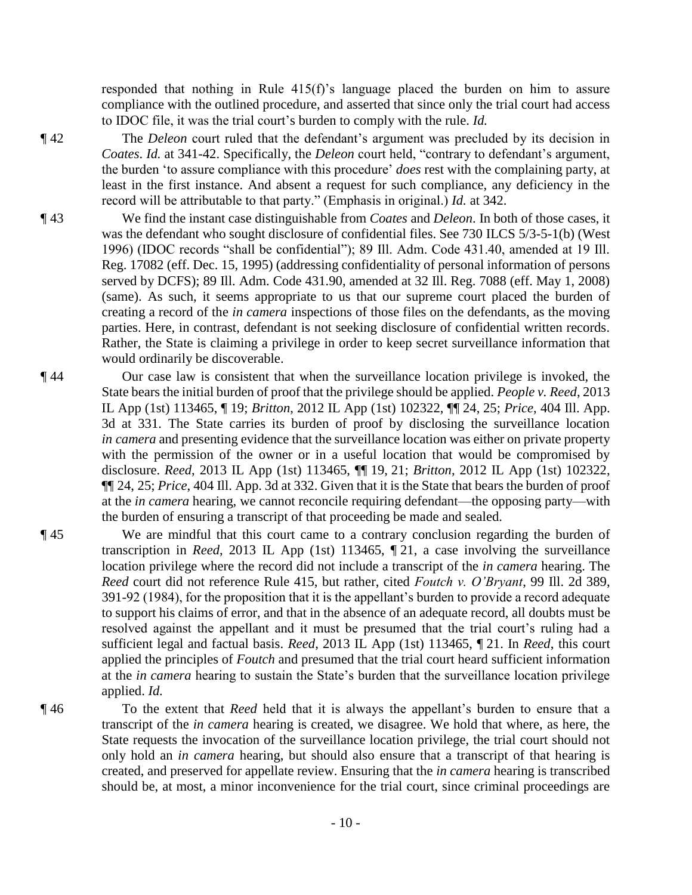responded that nothing in Rule 415(f)'s language placed the burden on him to assure compliance with the outlined procedure, and asserted that since only the trial court had access to IDOC file, it was the trial court's burden to comply with the rule. *Id.*

¶ 42 The *Deleon* court ruled that the defendant's argument was precluded by its decision in *Coates*. *Id.* at 341-42. Specifically, the *Deleon* court held, "contrary to defendant's argument, the burden 'to assure compliance with this procedure' *does* rest with the complaining party, at least in the first instance. And absent a request for such compliance, any deficiency in the record will be attributable to that party." (Emphasis in original.) *Id.* at 342.

¶ 43 We find the instant case distinguishable from *Coates* and *Deleon*. In both of those cases, it was the defendant who sought disclosure of confidential files. See 730 ILCS 5/3-5-1(b) (West 1996) (IDOC records "shall be confidential"); 89 Ill. Adm. Code 431.40, amended at 19 Ill. Reg. 17082 (eff. Dec. 15, 1995) (addressing confidentiality of personal information of persons served by DCFS); 89 Ill. Adm. Code 431.90, amended at 32 Ill. Reg. 7088 (eff. May 1, 2008) (same). As such, it seems appropriate to us that our supreme court placed the burden of creating a record of the *in camera* inspections of those files on the defendants, as the moving parties. Here, in contrast, defendant is not seeking disclosure of confidential written records. Rather, the State is claiming a privilege in order to keep secret surveillance information that would ordinarily be discoverable.

¶ 44 Our case law is consistent that when the surveillance location privilege is invoked, the State bears the initial burden of proof that the privilege should be applied. *People v. Reed*, 2013 IL App (1st) 113465, ¶ 19; *Britton*, 2012 IL App (1st) 102322, ¶¶ 24, 25; *Price*, 404 Ill. App. 3d at 331. The State carries its burden of proof by disclosing the surveillance location *in camera* and presenting evidence that the surveillance location was either on private property with the permission of the owner or in a useful location that would be compromised by disclosure. *Reed*, 2013 IL App (1st) 113465, ¶¶ 19, 21; *Britton*, 2012 IL App (1st) 102322, ¶¶ 24, 25; *Price*, 404 Ill. App. 3d at 332. Given that it is the State that bears the burden of proof at the *in camera* hearing, we cannot reconcile requiring defendant—the opposing party—with the burden of ensuring a transcript of that proceeding be made and sealed.

¶ 45 We are mindful that this court came to a contrary conclusion regarding the burden of transcription in *Reed*, 2013 IL App (1st) 113465, ¶ 21, a case involving the surveillance location privilege where the record did not include a transcript of the *in camera* hearing. The *Reed* court did not reference Rule 415, but rather, cited *Foutch v. O'Bryant*, 99 Ill. 2d 389, 391-92 (1984), for the proposition that it is the appellant's burden to provide a record adequate to support his claims of error, and that in the absence of an adequate record, all doubts must be resolved against the appellant and it must be presumed that the trial court's ruling had a sufficient legal and factual basis. *Reed*, 2013 IL App (1st) 113465, ¶ 21. In *Reed*, this court applied the principles of *Foutch* and presumed that the trial court heard sufficient information at the *in camera* hearing to sustain the State's burden that the surveillance location privilege applied. *Id.*

¶ 46 To the extent that *Reed* held that it is always the appellant's burden to ensure that a transcript of the *in camera* hearing is created, we disagree. We hold that where, as here, the State requests the invocation of the surveillance location privilege, the trial court should not only hold an *in camera* hearing, but should also ensure that a transcript of that hearing is created, and preserved for appellate review. Ensuring that the *in camera* hearing is transcribed should be, at most, a minor inconvenience for the trial court, since criminal proceedings are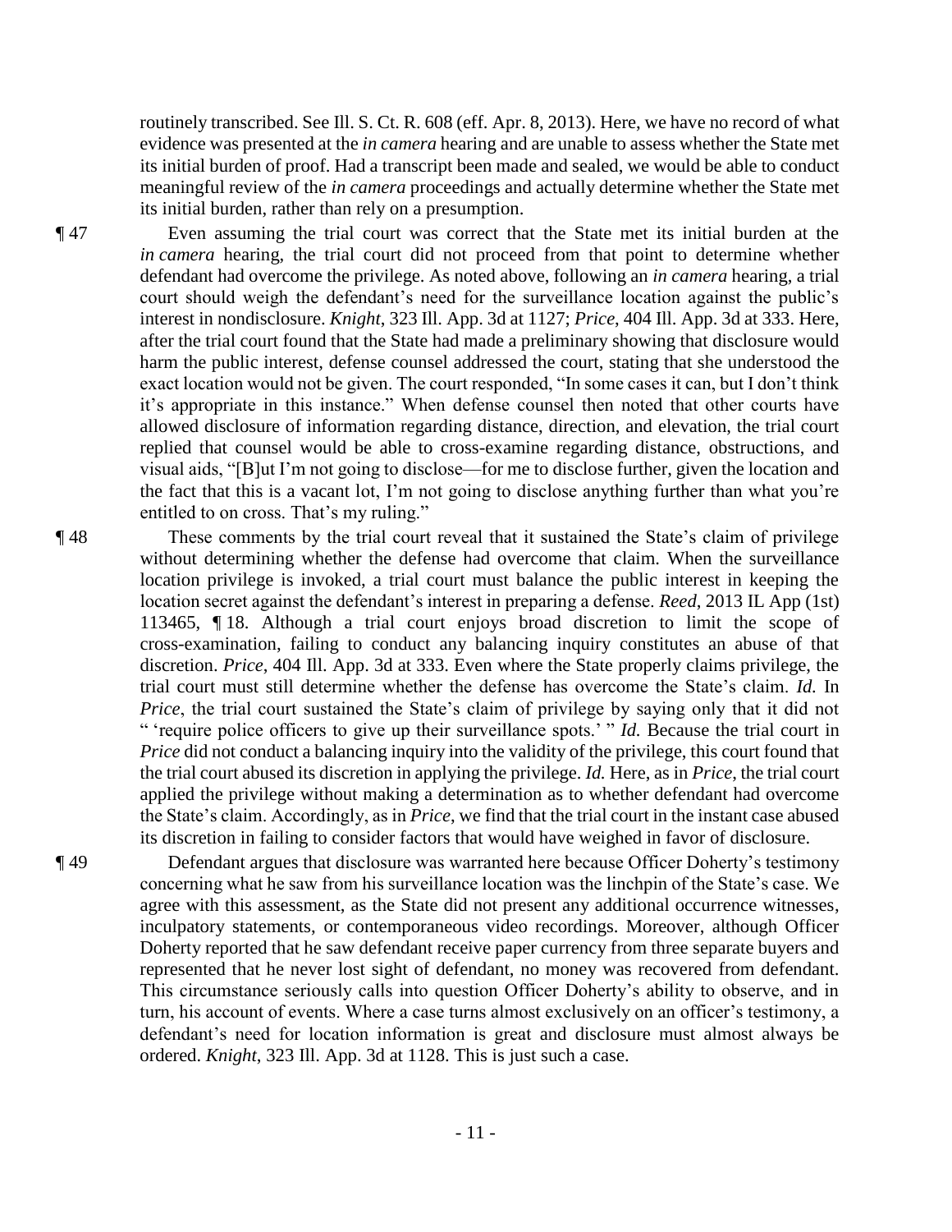routinely transcribed. See Ill. S. Ct. R. 608 (eff. Apr. 8, 2013). Here, we have no record of what evidence was presented at the *in camera* hearing and are unable to assess whether the State met its initial burden of proof. Had a transcript been made and sealed, we would be able to conduct meaningful review of the *in camera* proceedings and actually determine whether the State met its initial burden, rather than rely on a presumption.

¶ 47 Even assuming the trial court was correct that the State met its initial burden at the *in camera* hearing, the trial court did not proceed from that point to determine whether defendant had overcome the privilege. As noted above, following an *in camera* hearing, a trial court should weigh the defendant's need for the surveillance location against the public's interest in nondisclosure. *Knight*, 323 Ill. App. 3d at 1127; *Price*, 404 Ill. App. 3d at 333. Here, after the trial court found that the State had made a preliminary showing that disclosure would harm the public interest, defense counsel addressed the court, stating that she understood the exact location would not be given. The court responded, "In some cases it can, but I don't think it's appropriate in this instance." When defense counsel then noted that other courts have allowed disclosure of information regarding distance, direction, and elevation, the trial court replied that counsel would be able to cross-examine regarding distance, obstructions, and visual aids, "[B]ut I'm not going to disclose—for me to disclose further, given the location and the fact that this is a vacant lot, I'm not going to disclose anything further than what you're entitled to on cross. That's my ruling."

¶ 48 These comments by the trial court reveal that it sustained the State's claim of privilege without determining whether the defense had overcome that claim. When the surveillance location privilege is invoked, a trial court must balance the public interest in keeping the location secret against the defendant's interest in preparing a defense. *Reed*, 2013 IL App (1st) 113465, ¶ 18. Although a trial court enjoys broad discretion to limit the scope of cross-examination, failing to conduct any balancing inquiry constitutes an abuse of that discretion. *Price*, 404 Ill. App. 3d at 333. Even where the State properly claims privilege, the trial court must still determine whether the defense has overcome the State's claim. *Id.* In *Price*, the trial court sustained the State's claim of privilege by saying only that it did not " 'require police officers to give up their surveillance spots.' " *Id.* Because the trial court in *Price* did not conduct a balancing inquiry into the validity of the privilege, this court found that the trial court abused its discretion in applying the privilege. *Id.* Here, as in *Price*, the trial court applied the privilege without making a determination as to whether defendant had overcome the State's claim. Accordingly, as in *Price*, we find that the trial court in the instant case abused its discretion in failing to consider factors that would have weighed in favor of disclosure.

¶ 49 Defendant argues that disclosure was warranted here because Officer Doherty's testimony concerning what he saw from his surveillance location was the linchpin of the State's case. We agree with this assessment, as the State did not present any additional occurrence witnesses, inculpatory statements, or contemporaneous video recordings. Moreover, although Officer Doherty reported that he saw defendant receive paper currency from three separate buyers and represented that he never lost sight of defendant, no money was recovered from defendant. This circumstance seriously calls into question Officer Doherty's ability to observe, and in turn, his account of events. Where a case turns almost exclusively on an officer's testimony, a defendant's need for location information is great and disclosure must almost always be ordered. *Knight*, 323 Ill. App. 3d at 1128. This is just such a case.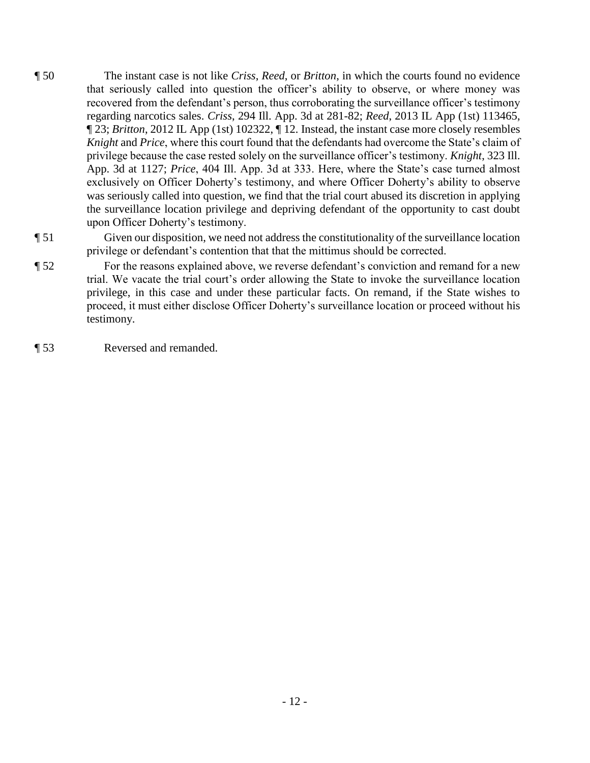¶ 50 The instant case is not like *Criss*, *Reed*, or *Britton*, in which the courts found no evidence that seriously called into question the officer's ability to observe, or where money was recovered from the defendant's person, thus corroborating the surveillance officer's testimony regarding narcotics sales. *Criss*, 294 Ill. App. 3d at 281-82; *Reed*, 2013 IL App (1st) 113465, ¶ 23; *Britton*, 2012 IL App (1st) 102322, ¶ 12. Instead, the instant case more closely resembles *Knight* and *Price*, where this court found that the defendants had overcome the State's claim of privilege because the case rested solely on the surveillance officer's testimony. *Knight*, 323 Ill. App. 3d at 1127; *Price*, 404 Ill. App. 3d at 333. Here, where the State's case turned almost exclusively on Officer Doherty's testimony, and where Officer Doherty's ability to observe was seriously called into question, we find that the trial court abused its discretion in applying the surveillance location privilege and depriving defendant of the opportunity to cast doubt upon Officer Doherty's testimony.

¶ 51 Given our disposition, we need not address the constitutionality of the surveillance location privilege or defendant's contention that that the mittimus should be corrected.

¶ 52 For the reasons explained above, we reverse defendant's conviction and remand for a new trial. We vacate the trial court's order allowing the State to invoke the surveillance location privilege, in this case and under these particular facts. On remand, if the State wishes to proceed, it must either disclose Officer Doherty's surveillance location or proceed without his testimony.

¶ 53 Reversed and remanded.